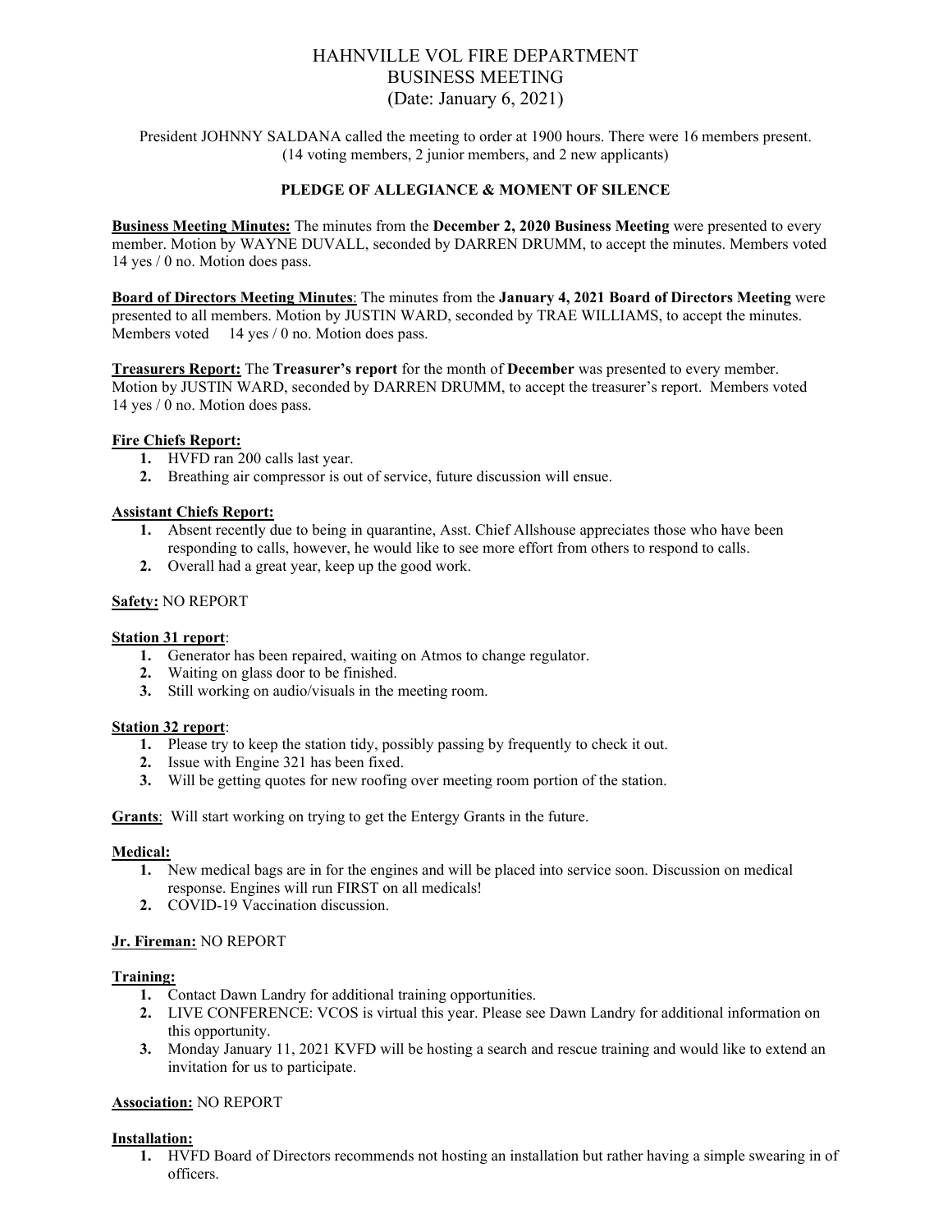# HAHNVILLE VOL FIRE DEPARTMENT
# BUSINESS MEETING
# (Date: January 6, 2021)

President JOHNNY SALDANA called the meeting to order at 1900 hours. There were 16 members present. (14 voting members, 2 junior members, and 2 new applicants)

**PLEDGE OF ALLEGIANCE & MOMENT OF SILENCE**

**Business Meeting Minutes:** The minutes from the **December 2, 2020 Business Meeting** were presented to every member. Motion by WAYNE DUVALL, seconded by DARREN DRUMM, to accept the minutes. Members voted 14 yes / 0 no. Motion does pass.

**Board of Directors Meeting Minutes**: The minutes from the **January 4, 2021 Board of Directors Meeting** were presented to all members. Motion by JUSTIN WARD, seconded by TRAE WILLIAMS, to accept the minutes. Members voted 14 yes / 0 no. Motion does pass.

**Treasurers Report:** The **Treasurer's report** for the month of **December** was presented to every member. Motion by JUSTIN WARD, seconded by DARREN DRUMM, to accept the treasurer's report. Members voted 14 yes / 0 no. Motion does pass.

**Fire Chiefs Report:**

1. HVFD ran 200 calls last year.
2. Breathing air compressor is out of service, future discussion will ensue.

**Assistant Chiefs Report:**

1. Absent recently due to being in quarantine, Asst. Chief Allshouse appreciates those who have been responding to calls, however, he would like to see more effort from others to respond to calls.
2. Overall had a great year, keep up the good work.

**Safety:** NO REPORT

**Station 31 report**:

1. Generator has been repaired, waiting on Atmos to change regulator.
2. Waiting on glass door to be finished.
3. Still working on audio/visuals in the meeting room.

**Station 32 report**:

1. Please try to keep the station tidy, possibly passing by frequently to check it out.
2. Issue with Engine 321 has been fixed.
3. Will be getting quotes for new roofing over meeting room portion of the station.

**Grants**: Will start working on trying to get the Entergy Grants in the future.

**Medical:**

1. New medical bags are in for the engines and will be placed into service soon. Discussion on medical response. Engines will run FIRST on all medicals!
2. COVID-19 Vaccination discussion.

**Jr. Fireman:** NO REPORT

**Training:**

1. Contact Dawn Landry for additional training opportunities.
2. LIVE CONFERENCE: VCOS is virtual this year. Please see Dawn Landry for additional information on this opportunity.
3. Monday January 11, 2021 KVFD will be hosting a search and rescue training and would like to extend an invitation for us to participate.

**Association:** NO REPORT

**Installation:**

1. HVFD Board of Directors recommends not hosting an installation but rather having a simple swearing in of officers.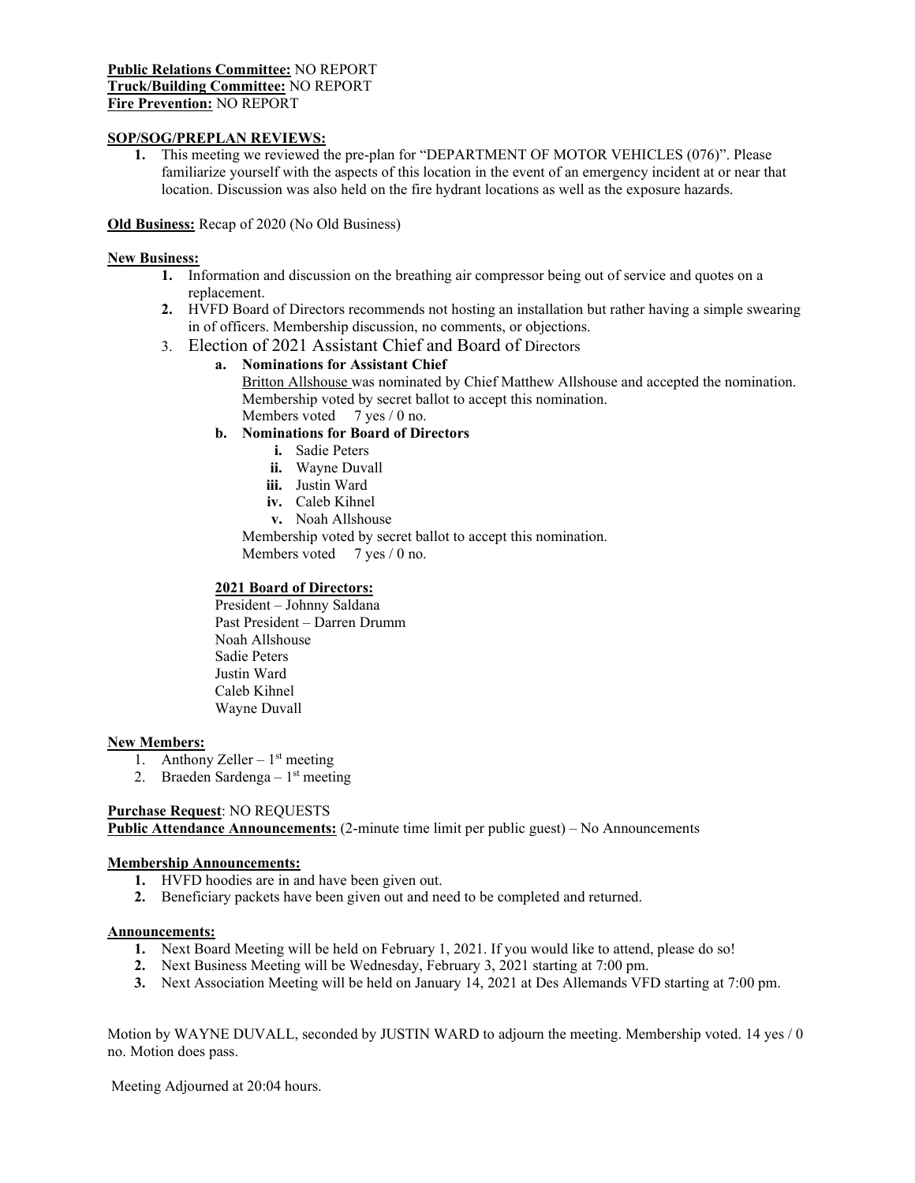**Public Relations Committee:** NO REPORT
**Truck/Building Committee:** NO REPORT
**Fire Prevention:** NO REPORT

**SOP/SOG/PREPLAN REVIEWS:**

1. This meeting we reviewed the pre-plan for "DEPARTMENT OF MOTOR VEHICLES (076)". Please familiarize yourself with the aspects of this location in the event of an emergency incident at or near that location. Discussion was also held on the fire hydrant locations as well as the exposure hazards.

**Old Business:** Recap of 2020 (No Old Business)

**New Business:**

1. Information and discussion on the breathing air compressor being out of service and quotes on a replacement.
2. HVFD Board of Directors recommends not hosting an installation but rather having a simple swearing in of officers. Membership discussion, no comments, or objections.
3. Election of 2021 Assistant Chief and Board of Directors
   a. **Nominations for Assistant Chief**
      Britton Allshouse was nominated by Chief Matthew Allshouse and accepted the nomination. Membership voted by secret ballot to accept this nomination.
      Members voted 7 yes / 0 no.
   b. **Nominations for Board of Directors**
      i. Sadie Peters
      ii. Wayne Duvall
      iii. Justin Ward
      iv. Caleb Kihnel
      v. Noah Allshouse
      
      Membership voted by secret ballot to accept this nomination.
      Members voted 7 yes / 0 no.

      **2021 Board of Directors:**
      President – Johnny Saldana
      Past President – Darren Drumm
      Noah Allshouse
      Sadie Peters
      Justin Ward
      Caleb Kihnel
      Wayne Duvall

**New Members:**

1. Anthony Zeller – 1st meeting
2. Braeden Sardenga – 1st meeting

**Purchase Request**: NO REQUESTS
**Public Attendance Announcements:** (2-minute time limit per public guest) – No Announcements

**Membership Announcements:**

1. HVFD hoodies are in and have been given out.
2. Beneficiary packets have been given out and need to be completed and returned.

**Announcements:**

1. Next Board Meeting will be held on February 1, 2021. If you would like to attend, please do so!
2. Next Business Meeting will be Wednesday, February 3, 2021 starting at 7:00 pm.
3. Next Association Meeting will be held on January 14, 2021 at Des Allemands VFD starting at 7:00 pm.

Motion by WAYNE DUVALL, seconded by JUSTIN WARD to adjourn the meeting. Membership voted. 14 yes / 0 no. Motion does pass.

Meeting Adjourned at 20:04 hours.